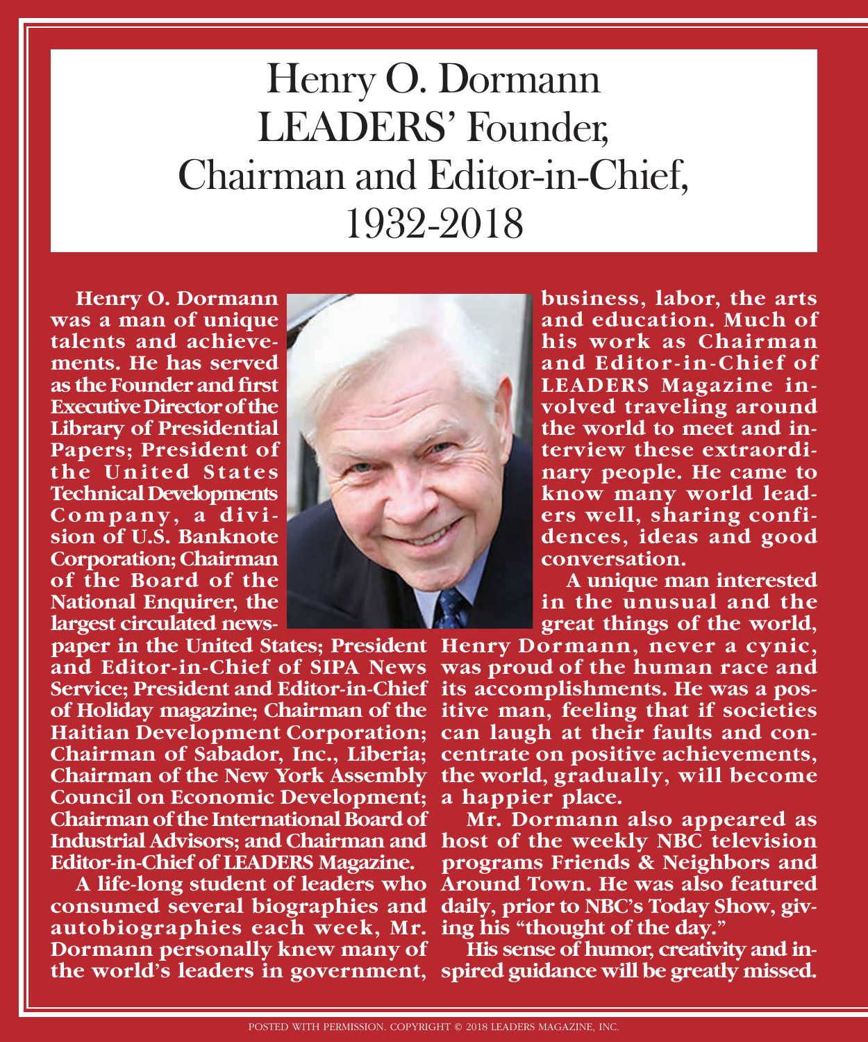# Henry O. Dormann LEADERS' Founder, Chairman and Editor-in-Chief, 1932-2018

**Henry O. Dormann was a man of unique talents and achievements. He has served as the Founder and first Executive Director of the Library of Presidential Papers; President of the United States Technical Developments Company, a division of U.S. Banknote Corporation; Chairman of the Board of the National Enquirer, the largest circulated newspaper in the United States; President and Editor-in-Chief of SIPA News Service; President and Editor-in-Chief of Holiday magazine; Chairman of the Haitian Development Corporation; Chairman of Sabador, Inc., Liberia; Chairman of the New York Assembly Council on Economic Development; Chairman of the International Board of Industrial Advisors; and Chairman and Editor-in-Chief of LEADERS Magazine.**

**A life-long student of leaders who consumed several biographies and autobiographies each week, Mr. Dormann personally knew many of the world's leaders in government, business, labor, the arts and education. Much of his work as Chairman and Editor-in-Chief of LEADERS Magazine involved traveling around the world to meet and interview these extraordinary people. He came to know many world leaders well, sharing confidences, ideas and good conversation.**

**A unique man interested in the unusual and the great things of the world, Henry Dormann, never a cynic, was proud of the human race and its accomplishments. He was a positive man, feeling that if societies can laugh at their faults and concentrate on positive achievements, the world, gradually, will become a happier place.**

**Mr. Dormann also appeared as host of the weekly NBC television programs Friends & Neighbors and Around Town. He was also featured daily, prior to NBC's Today Show, giving his "thought of the day."**

**His sense of humor, creativity and inspired guidance will be greatly missed.**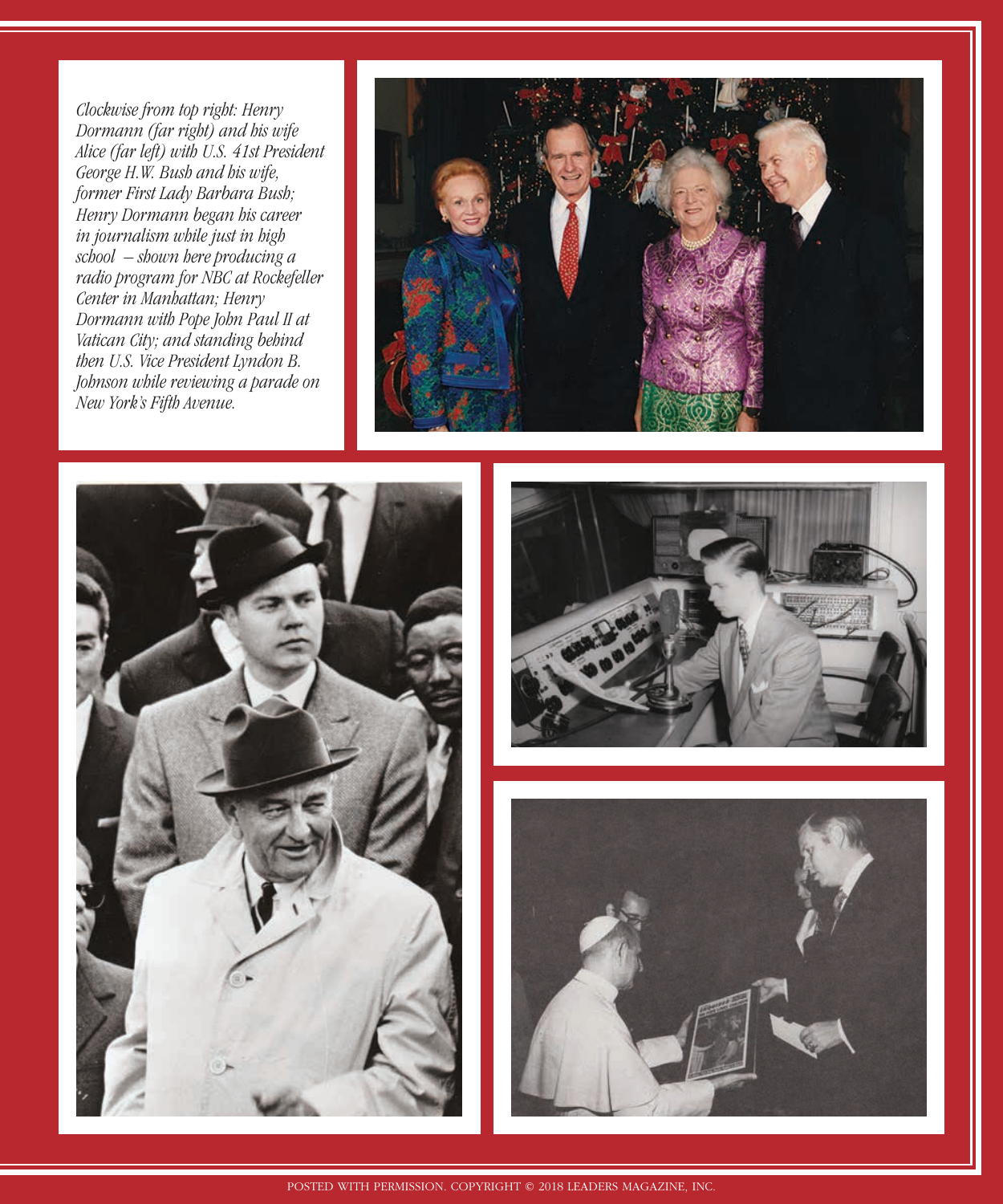*Clockwise from top right: Henry Dormann (far right) and his wife Alice (far left) with U.S. 41st President George H.W. Bush and his wife, former First Lady Barbara Bush; Henry Dormann began his career in journalism while just in high school – shown here producing a radio program for NBC at Rockefeller Center in Manhattan; Henry Dormann with Pope John Paul II at Vatican City; and standing behind then U.S. Vice President Lyndon B. Johnson while reviewing a parade on New York's Fifth Avenue.*

POSTED WITH PERMISSION. COPYRIGHT © 2018 LEADERS MAGAZINE, INC.